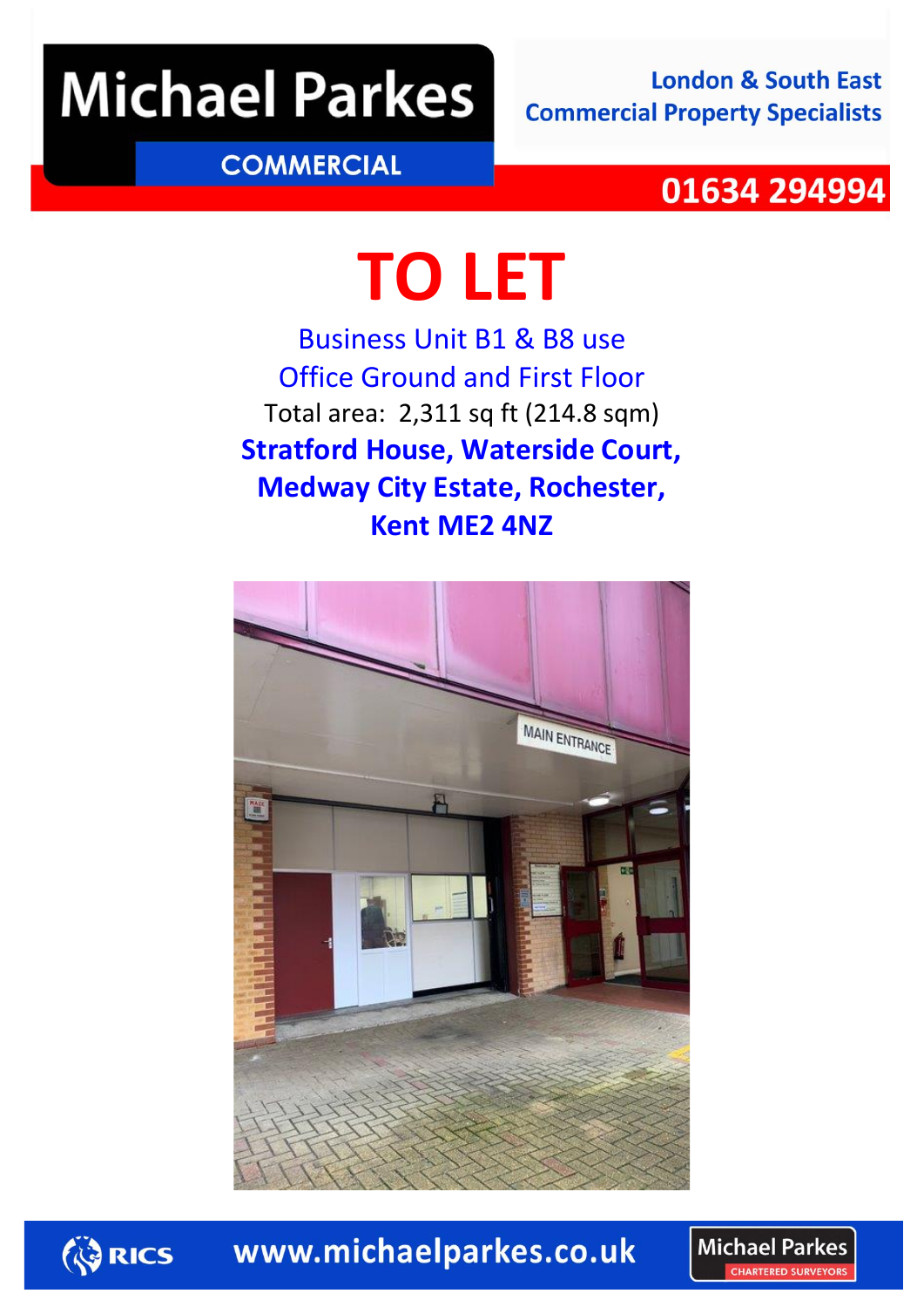Michael Parkes

COMMERCIAL

London & South East
Commercial Property Specialists

01634 294994

# TO LET

Business Unit B1 & B8 use

Office Ground and First Floor

Total area: 2,311 sq ft (214.8 sqm)

**Stratford House, Waterside Court,**
**Medway City Estate, Rochester,**
**Kent ME2 4NZ**

RICS www.michaelparkes.co.uk Michael Parkes CHARTERED SURVEYORS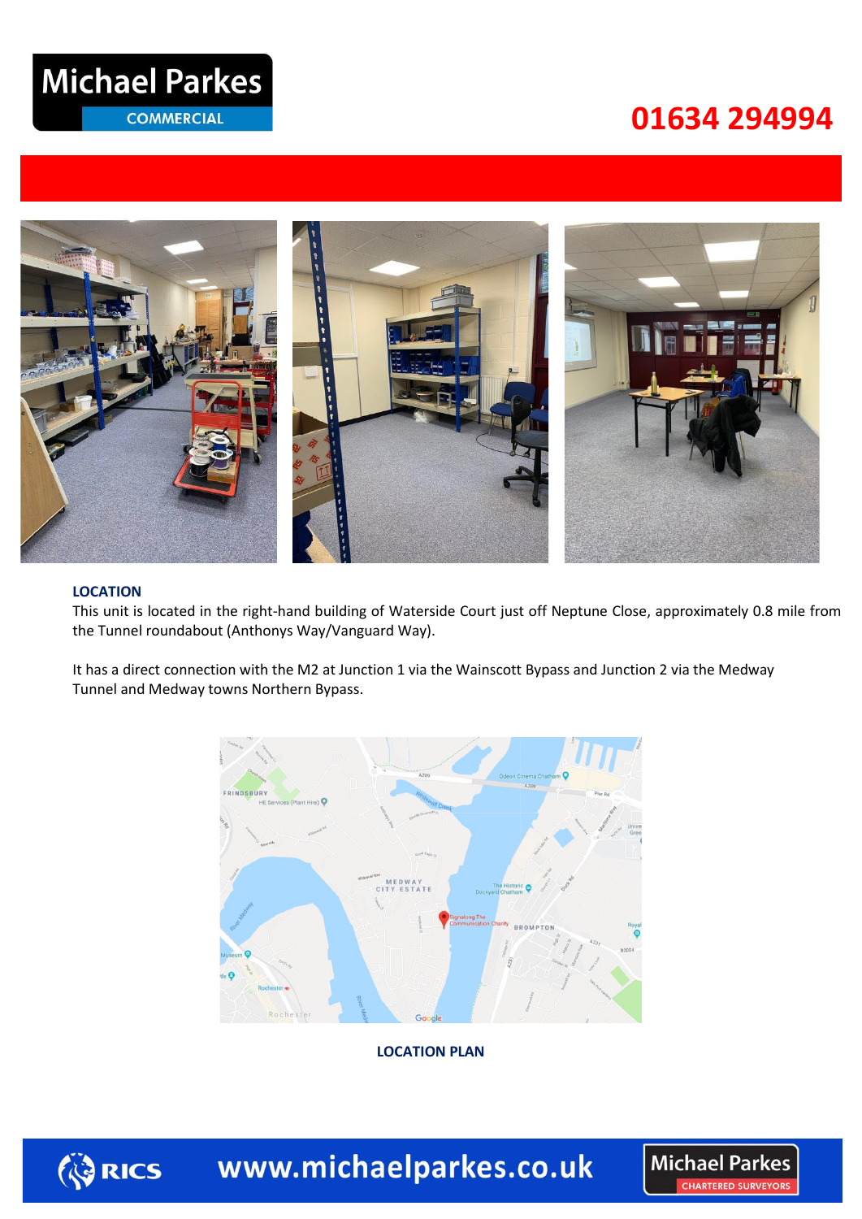Michael Parkes COMMERCIAL

01634 294994

## LOCATION

This unit is located in the right-hand building of Waterside Court just off Neptune Close, approximately 0.8 mile from the Tunnel roundabout (Anthonys Way/Vanguard Way).

It has a direct connection with the M2 at Junction 1 via the Wainscott Bypass and Junction 2 via the Medway Tunnel and Medway towns Northern Bypass.

**LOCATION PLAN**

www.michaelparkes.co.uk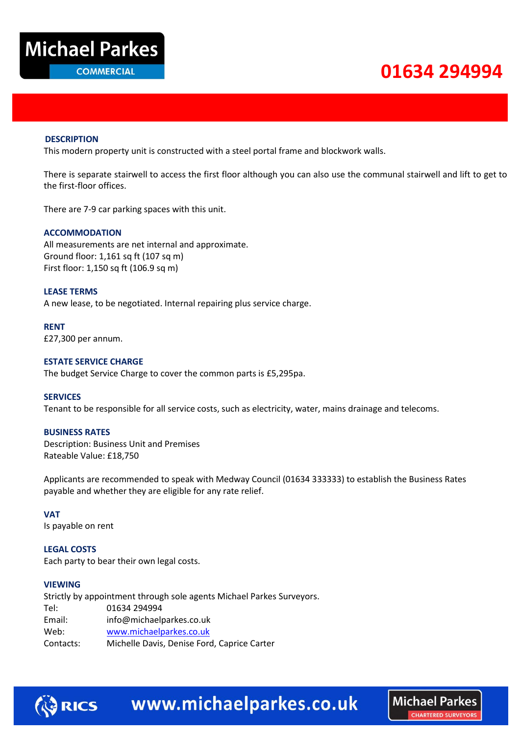## DESCRIPTION

This modern property unit is constructed with a steel portal frame and blockwork walls.

There is separate stairwell to access the first floor although you can also use the communal stairwell and lift to get to the first-floor offices.

There are 7-9 car parking spaces with this unit.

## ACCOMMODATION

All measurements are net internal and approximate.
Ground floor: 1,161 sq ft (107 sq m)
First floor: 1,150 sq ft (106.9 sq m)

## LEASE TERMS

A new lease, to be negotiated. Internal repairing plus service charge.

## RENT

£27,300 per annum.

## ESTATE SERVICE CHARGE

The budget Service Charge to cover the common parts is £5,295pa.

## SERVICES

Tenant to be responsible for all service costs, such as electricity, water, mains drainage and telecoms.

## BUSINESS RATES

Description: Business Unit and Premises
Rateable Value: £18,750

Applicants are recommended to speak with Medway Council (01634 333333) to establish the Business Rates payable and whether they are eligible for any rate relief.

## VAT

Is payable on rent

## LEGAL COSTS

Each party to bear their own legal costs.

## VIEWING

Strictly by appointment through sole agents Michael Parkes Surveyors.

| | |
|---|---|
| Tel: | 01634 294994 |
| Email: | info@michaelparkes.co.uk |
| Web: | www.michaelparkes.co.uk |
| Contacts: | Michelle Davis, Denise Ford, Caprice Carter |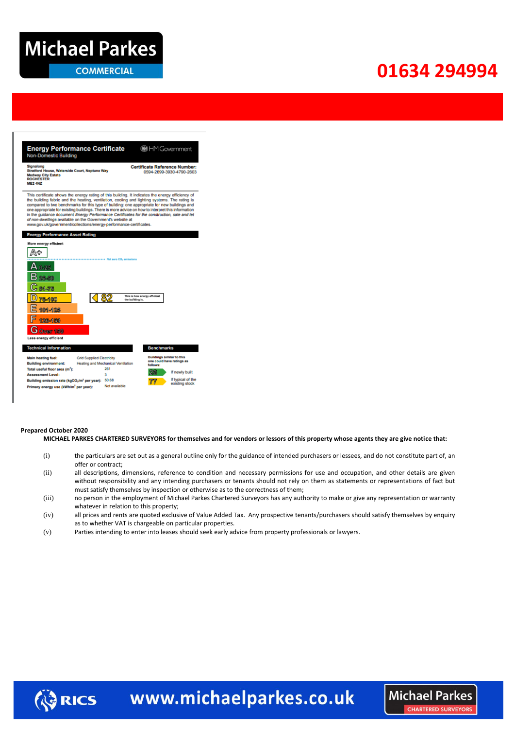Michael Parkes

COMMERCIAL

01634 294994

## Energy Performance Certificate

Non-Domestic Building

HM Government

Signalong
Stratford House, Waterside Court, Neptune Way
Medway City Estate
ROCHESTER
ME2 4NZ

**Certificate Reference Number:**
0594-2699-3930-4790-2603

This certificate shows the energy rating of this building. It indicates the energy efficiency of the building fabric and the heating, ventilation, cooling and lighting systems. The rating is compared to two benchmarks for this type of building: one appropriate for new buildings and one appropriate for existing buildings. There is more advice on how to interpret this information in the guidance document *Energy Performance Certificates for the construction, sale and let of non-dwellings* available on the Government's website at www.gov.uk/government/collections/energy-performance-certificates.

### Energy Performance Asset Rating

More energy efficient

A+

Net zero $CO_2$ emissions

A 0-25

B 26-50

C 51-75

D 76-100

E 101-125

F 126-150

G Over 150

Less energy efficient

82 This is how energy efficient the building is.

### Technical Information

| | |
|---|---|
| Main heating fuel: | Grid Supplied Electricity |
| Building environment: | Heating and Mechanical Ventilation |
| Total useful floor area ($m^2$): | 261 |
| Assessment Level: | 3 |
| Building emission rate ($kgCO_2/m^2$ per year): | 50.68 |
| Primary energy use ($kWh/m^2$ per year): | Not available |

### Benchmarks

Buildings similar to this one could have ratings as follows:

26 If newly built

77 If typical of the existing stock

**Prepared October 2020**

**MICHAEL PARKES CHARTERED SURVEYORS for themselves and for vendors or lessors of this property whose agents they are give notice that:**

(i) the particulars are set out as a general outline only for the guidance of intended purchasers or lessees, and do not constitute part of, an offer or contract;

(ii) all descriptions, dimensions, reference to condition and necessary permissions for use and occupation, and other details are given without responsibility and any intending purchasers or tenants should not rely on them as statements or representations of fact but must satisfy themselves by inspection or otherwise as to the correctness of them;

(iii) no person in the employment of Michael Parkes Chartered Surveyors has any authority to make or give any representation or warranty whatever in relation to this property;

(iv) all prices and rents are quoted exclusive of Value Added Tax. Any prospective tenants/purchasers should satisfy themselves by enquiry as to whether VAT is chargeable on particular properties.

(v) Parties intending to enter into leases should seek early advice from property professionals or lawyers.

RICS

www.michaelparkes.co.uk

Michael Parkes

CHARTERED SURVEYORS